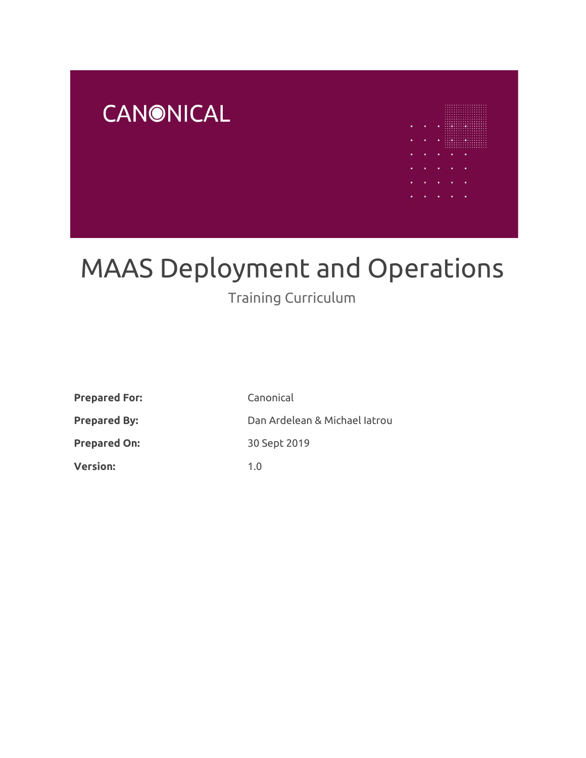CANONICAL

# MAAS Deployment and Operations

Training Curriculum

| | |
|---|---|
| **Prepared For:** | Canonical |
| **Prepared By:** | Dan Ardelean & Michael Iatrou |
| **Prepared On:** | 30 Sept 2019 |
| **Version:** | 1.0 |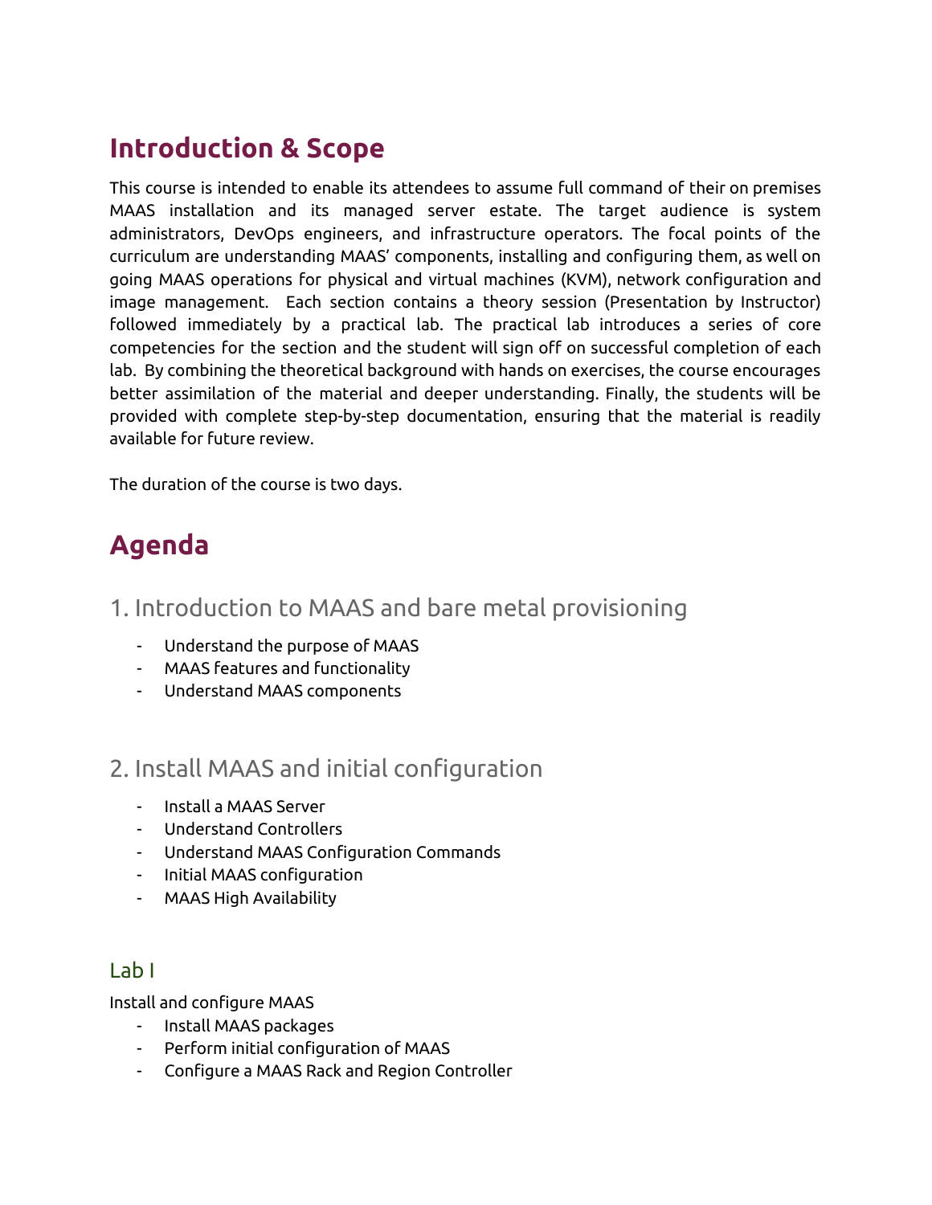# Introduction & Scope

This course is intended to enable its attendees to assume full command of their on premises MAAS installation and its managed server estate. The target audience is system administrators, DevOps engineers, and infrastructure operators. The focal points of the curriculum are understanding MAAS' components, installing and configuring them, as well on going MAAS operations for physical and virtual machines (KVM), network configuration and image management. Each section contains a theory session (Presentation by Instructor) followed immediately by a practical lab. The practical lab introduces a series of core competencies for the section and the student will sign off on successful completion of each lab. By combining the theoretical background with hands on exercises, the course encourages better assimilation of the material and deeper understanding. Finally, the students will be provided with complete step-by-step documentation, ensuring that the material is readily available for future review.

The duration of the course is two days.

# Agenda

## 1. Introduction to MAAS and bare metal provisioning

- Understand the purpose of MAAS
- MAAS features and functionality
- Understand MAAS components

## 2. Install MAAS and initial configuration

- Install a MAAS Server
- Understand Controllers
- Understand MAAS Configuration Commands
- Initial MAAS configuration
- MAAS High Availability

### Lab I

Install and configure MAAS

- Install MAAS packages
- Perform initial configuration of MAAS
- Configure a MAAS Rack and Region Controller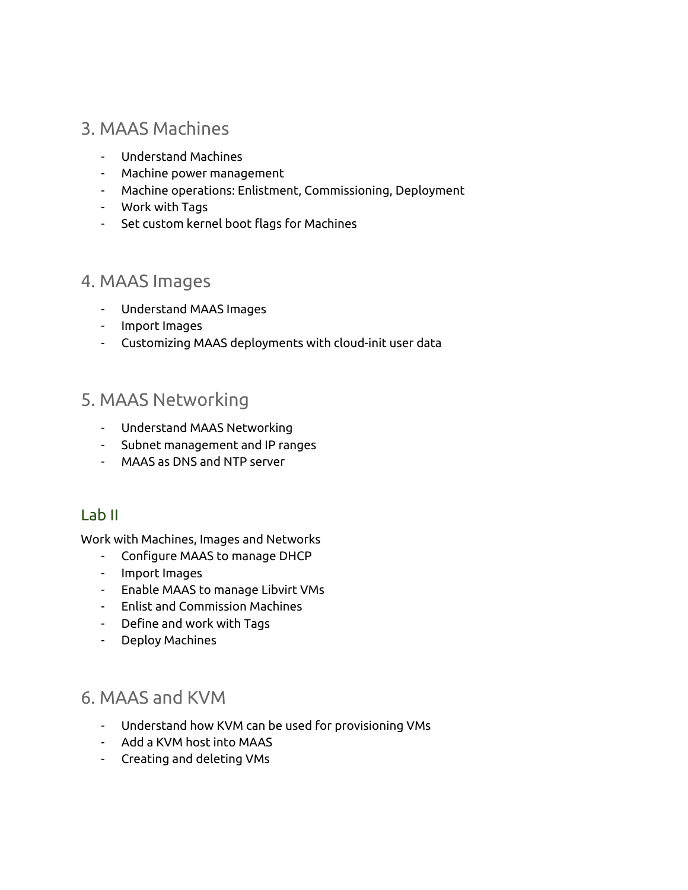## 3. MAAS Machines

- Understand Machines
- Machine power management
- Machine operations: Enlistment, Commissioning, Deployment
- Work with Tags
- Set custom kernel boot flags for Machines

## 4. MAAS Images

- Understand MAAS Images
- Import Images
- Customizing MAAS deployments with cloud-init user data

## 5. MAAS Networking

- Understand MAAS Networking
- Subnet management and IP ranges
- MAAS as DNS and NTP server

## Lab II

Work with Machines, Images and Networks

- Configure MAAS to manage DHCP
- Import Images
- Enable MAAS to manage Libvirt VMs
- Enlist and Commission Machines
- Define and work with Tags
- Deploy Machines

## 6. MAAS and KVM

- Understand how KVM can be used for provisioning VMs
- Add a KVM host into MAAS
- Creating and deleting VMs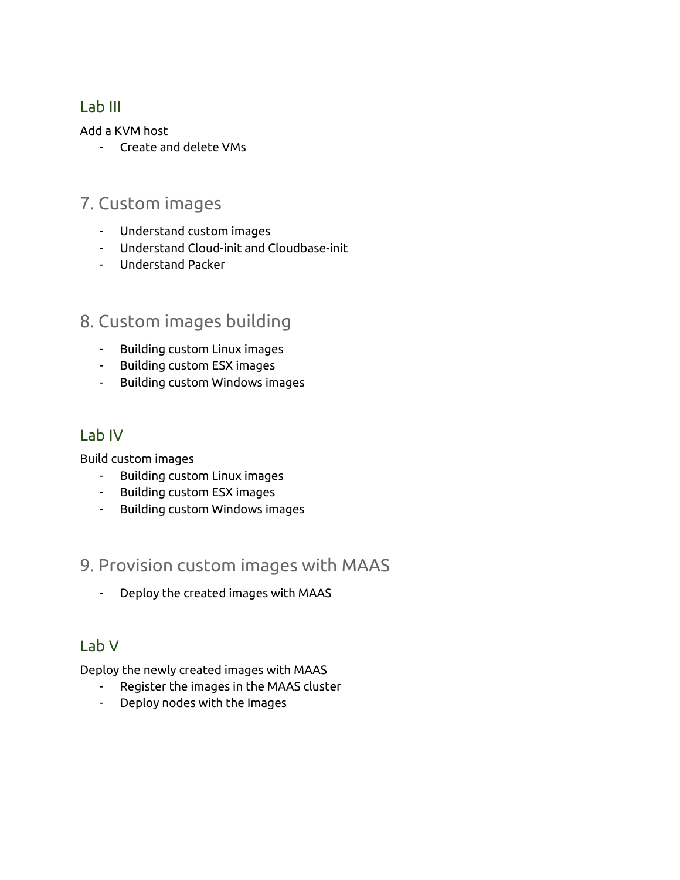## Lab III

Add a KVM host

- Create and delete VMs

## 7. Custom images

- Understand custom images
- Understand Cloud-init and Cloudbase-init
- Understand Packer

## 8. Custom images building

- Building custom Linux images
- Building custom ESX images
- Building custom Windows images

## Lab IV

Build custom images

- Building custom Linux images
- Building custom ESX images
- Building custom Windows images

## 9. Provision custom images with MAAS

- Deploy the created images with MAAS

## Lab V

Deploy the newly created images with MAAS

- Register the images in the MAAS cluster
- Deploy nodes with the Images